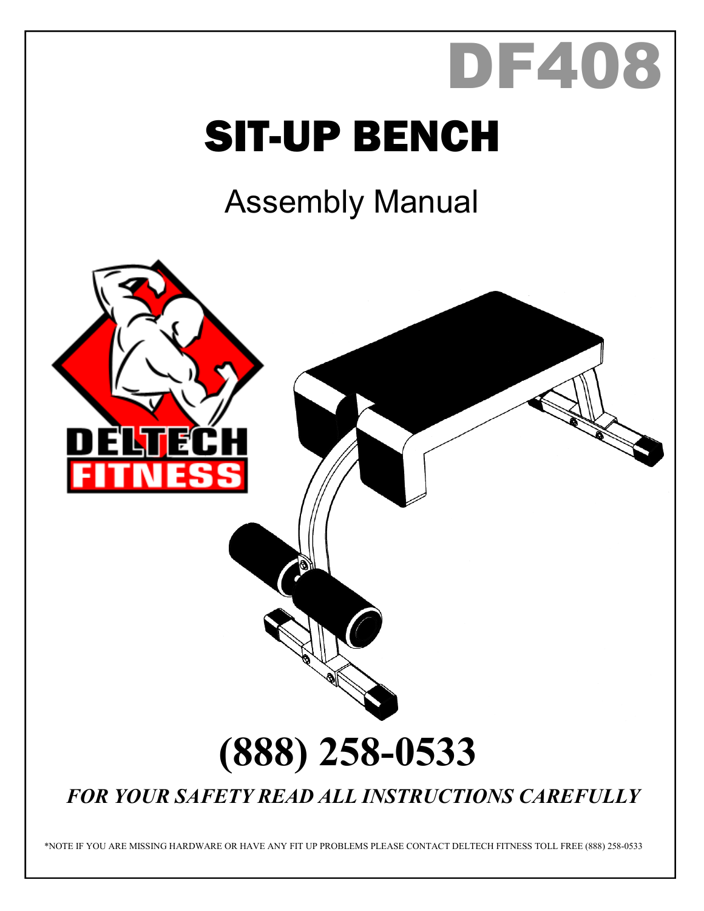# DF408

# SIT-UP BENCH

## Assembly Manual

DELTECH FITNESS

# (888) 258-0533

***FOR YOUR SAFETY READ ALL INSTRUCTIONS CAREFULLY***

*NOTE IF YOU ARE MISSING HARDWARE OR HAVE ANY FIT UP PROBLEMS PLEASE CONTACT DELTECH FITNESS TOLL FREE (888) 258-0533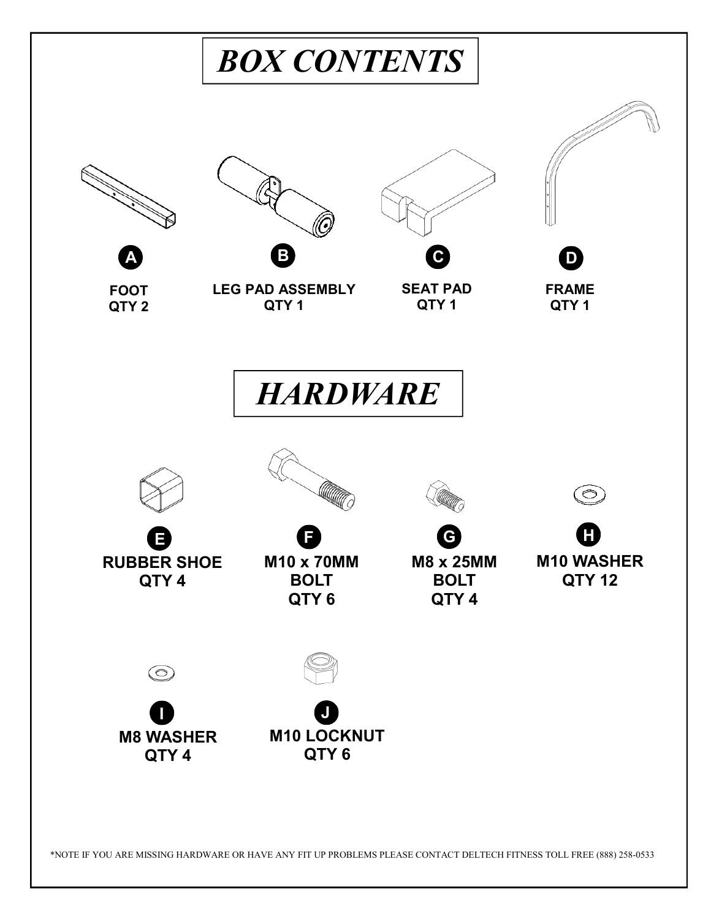# *BOX CONTENTS*

**A**
**FOOT**
**QTY 2**

**B**
**LEG PAD ASSEMBLY**
**QTY 1**

**C**
**SEAT PAD**
**QTY 1**

**D**
**FRAME**
**QTY 1**

# *HARDWARE*

**E**
**RUBBER SHOE**
**QTY 4**

**F**
**M10 x 70MM BOLT**
**QTY 6**

**G**
**M8 x 25MM BOLT**
**QTY 4**

**H**
**M10 WASHER**
**QTY 12**

**I**
**M8 WASHER**
**QTY 4**

**J**
**M10 LOCKNUT**
**QTY 6**

*NOTE IF YOU ARE MISSING HARDWARE OR HAVE ANY FIT UP PROBLEMS PLEASE CONTACT DELTECH FITNESS TOLL FREE (888) 258-0533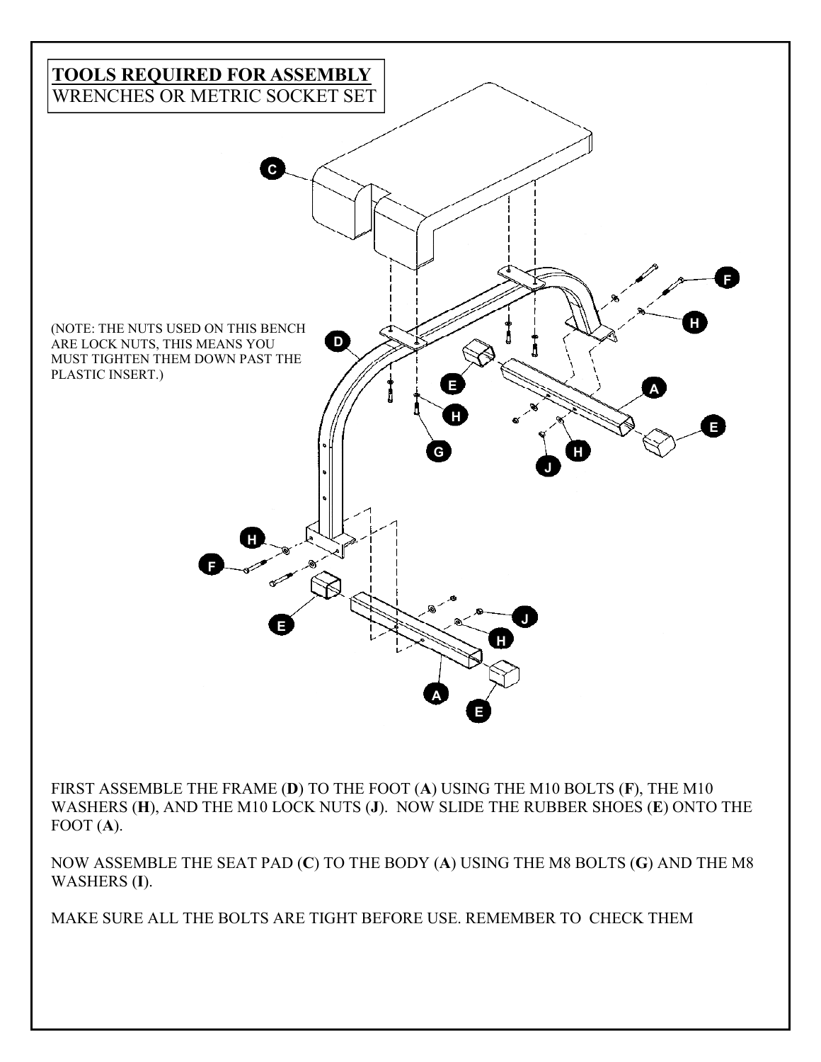**TOOLS REQUIRED FOR ASSEMBLY**
WRENCHES OR METRIC SOCKET SET

(NOTE: THE NUTS USED ON THIS BENCH ARE LOCK NUTS, THIS MEANS YOU MUST TIGHTEN THEM DOWN PAST THE PLASTIC INSERT.)

FIRST ASSEMBLE THE FRAME (**D**) TO THE FOOT (**A**) USING THE M10 BOLTS (**F**), THE M10 WASHERS (**H**), AND THE M10 LOCK NUTS (**J**). NOW SLIDE THE RUBBER SHOES (**E**) ONTO THE FOOT (**A**).

NOW ASSEMBLE THE SEAT PAD (**C**) TO THE BODY (**A**) USING THE M8 BOLTS (**G**) AND THE M8 WASHERS (**I**).

MAKE SURE ALL THE BOLTS ARE TIGHT BEFORE USE. REMEMBER TO CHECK THEM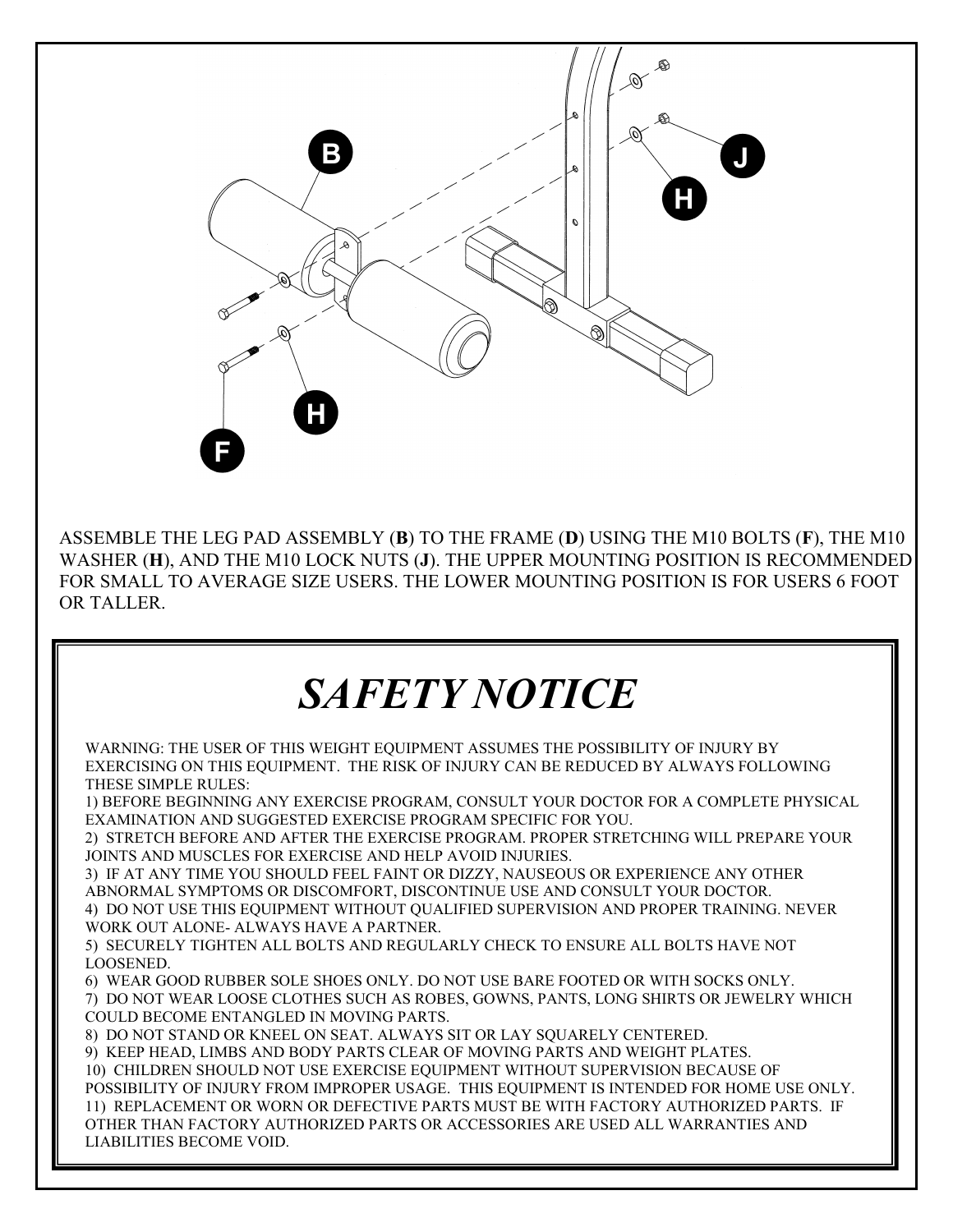ASSEMBLE THE LEG PAD ASSEMBLY (**B**) TO THE FRAME (**D**) USING THE M10 BOLTS (**F**), THE M10 WASHER (**H**), AND THE M10 LOCK NUTS (**J**). THE UPPER MOUNTING POSITION IS RECOMMENDED FOR SMALL TO AVERAGE SIZE USERS. THE LOWER MOUNTING POSITION IS FOR USERS 6 FOOT OR TALLER.

# *SAFETY NOTICE*

WARNING: THE USER OF THIS WEIGHT EQUIPMENT ASSUMES THE POSSIBILITY OF INJURY BY EXERCISING ON THIS EQUIPMENT. THE RISK OF INJURY CAN BE REDUCED BY ALWAYS FOLLOWING THESE SIMPLE RULES:

1) BEFORE BEGINNING ANY EXERCISE PROGRAM, CONSULT YOUR DOCTOR FOR A COMPLETE PHYSICAL EXAMINATION AND SUGGESTED EXERCISE PROGRAM SPECIFIC FOR YOU.
2) STRETCH BEFORE AND AFTER THE EXERCISE PROGRAM. PROPER STRETCHING WILL PREPARE YOUR JOINTS AND MUSCLES FOR EXERCISE AND HELP AVOID INJURIES.
3) IF AT ANY TIME YOU SHOULD FEEL FAINT OR DIZZY, NAUSEOUS OR EXPERIENCE ANY OTHER ABNORMAL SYMPTOMS OR DISCOMFORT, DISCONTINUE USE AND CONSULT YOUR DOCTOR.
4) DO NOT USE THIS EQUIPMENT WITHOUT QUALIFIED SUPERVISION AND PROPER TRAINING. NEVER WORK OUT ALONE- ALWAYS HAVE A PARTNER.
5) SECURELY TIGHTEN ALL BOLTS AND REGULARLY CHECK TO ENSURE ALL BOLTS HAVE NOT LOOSENED.
6) WEAR GOOD RUBBER SOLE SHOES ONLY. DO NOT USE BARE FOOTED OR WITH SOCKS ONLY.
7) DO NOT WEAR LOOSE CLOTHES SUCH AS ROBES, GOWNS, PANTS, LONG SHIRTS OR JEWELRY WHICH COULD BECOME ENTANGLED IN MOVING PARTS.
8) DO NOT STAND OR KNEEL ON SEAT. ALWAYS SIT OR LAY SQUARELY CENTERED.
9) KEEP HEAD, LIMBS AND BODY PARTS CLEAR OF MOVING PARTS AND WEIGHT PLATES.
10) CHILDREN SHOULD NOT USE EXERCISE EQUIPMENT WITHOUT SUPERVISION BECAUSE OF POSSIBILITY OF INJURY FROM IMPROPER USAGE. THIS EQUIPMENT IS INTENDED FOR HOME USE ONLY.
11) REPLACEMENT OR WORN OR DEFECTIVE PARTS MUST BE WITH FACTORY AUTHORIZED PARTS. IF OTHER THAN FACTORY AUTHORIZED PARTS OR ACCESSORIES ARE USED ALL WARRANTIES AND LIABILITIES BECOME VOID.